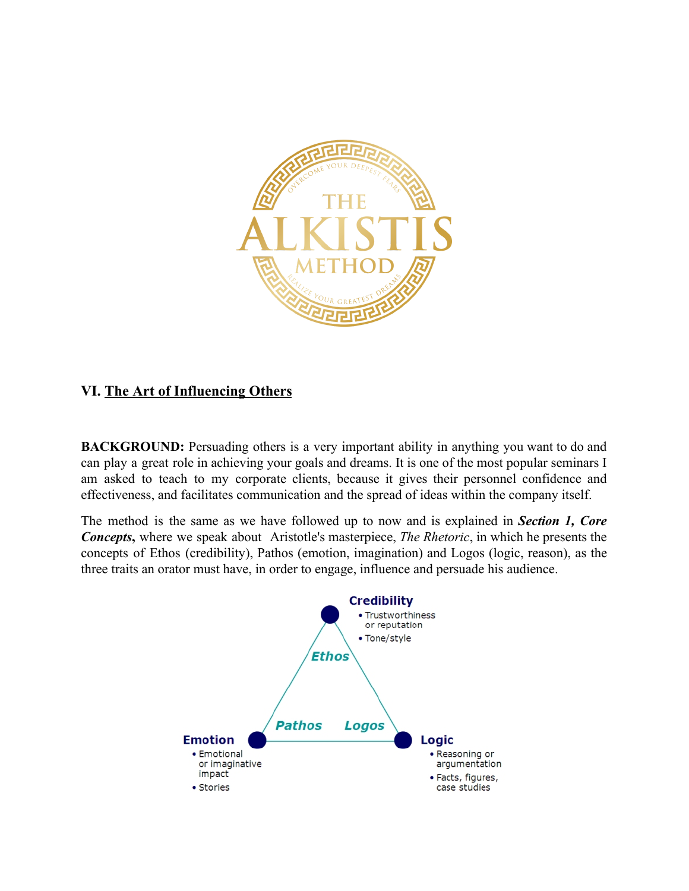## VI. The Art of Influencing Others

**BACKGROUND:** Persuading others is a very important ability in anything you want to do and can play a great role in achieving your goals and dreams. It is one of the most popular seminars I am asked to teach to my corporate clients, because it gives their personnel confidence and effectiveness, and facilitates communication and the spread of ideas within the company itself.

The method is the same as we have followed up to now and is explained in ***Section 1, Core Concepts***, where we speak about Aristotle's masterpiece, *The Rhetoric*, in which he presents the concepts of Ethos (credibility), Pathos (emotion, imagination) and Logos (logic, reason), as the three traits an orator must have, in order to engage, influence and persuade his audience.

**Credibility**
- Trustworthiness or reputation
- Tone/style

*Ethos*

*Pathos* *Logos*

**Emotion**
- Emotional or imaginative impact
- Stories

**Logic**
- Reasoning or argumentation
- Facts, figures, case studies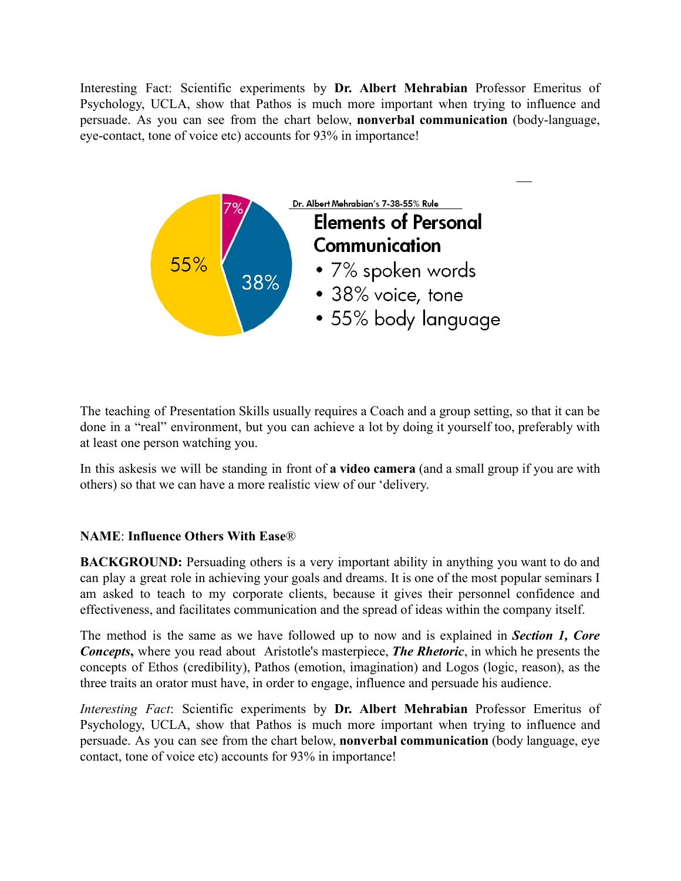Interesting Fact: Scientific experiments by **Dr. Albert Mehrabian** Professor Emeritus of Psychology, UCLA, show that Pathos is much more important when trying to influence and persuade. As you can see from the chart below, **nonverbal communication** (body-language, eye-contact, tone of voice etc) accounts for 93% in importance!

Dr. Albert Mehrabian's 7-38-55% Rule

**Elements of Personal Communication**

- 7% spoken words
- 38% voice, tone
- 55% body language

The teaching of Presentation Skills usually requires a Coach and a group setting, so that it can be done in a "real" environment, but you can achieve a lot by doing it yourself too, preferably with at least one person watching you.

In this askesis we will be standing in front of **a video camera** (and a small group if you are with others) so that we can have a more realistic view of our 'delivery.

**NAME**: **Influence Others With Ease®**

**BACKGROUND:** Persuading others is a very important ability in anything you want to do and can play a great role in achieving your goals and dreams. It is one of the most popular seminars I am asked to teach to my corporate clients, because it gives their personnel confidence and effectiveness, and facilitates communication and the spread of ideas within the company itself.

The method is the same as we have followed up to now and is explained in ***Section 1, Core Concepts*****,** where you read about Aristotle's masterpiece, ***The Rhetoric***, in which he presents the concepts of Ethos (credibility), Pathos (emotion, imagination) and Logos (logic, reason), as the three traits an orator must have, in order to engage, influence and persuade his audience.

*Interesting Fact*: Scientific experiments by **Dr. Albert Mehrabian** Professor Emeritus of Psychology, UCLA, show that Pathos is much more important when trying to influence and persuade. As you can see from the chart below, **nonverbal communication** (body language, eye contact, tone of voice etc) accounts for 93% in importance!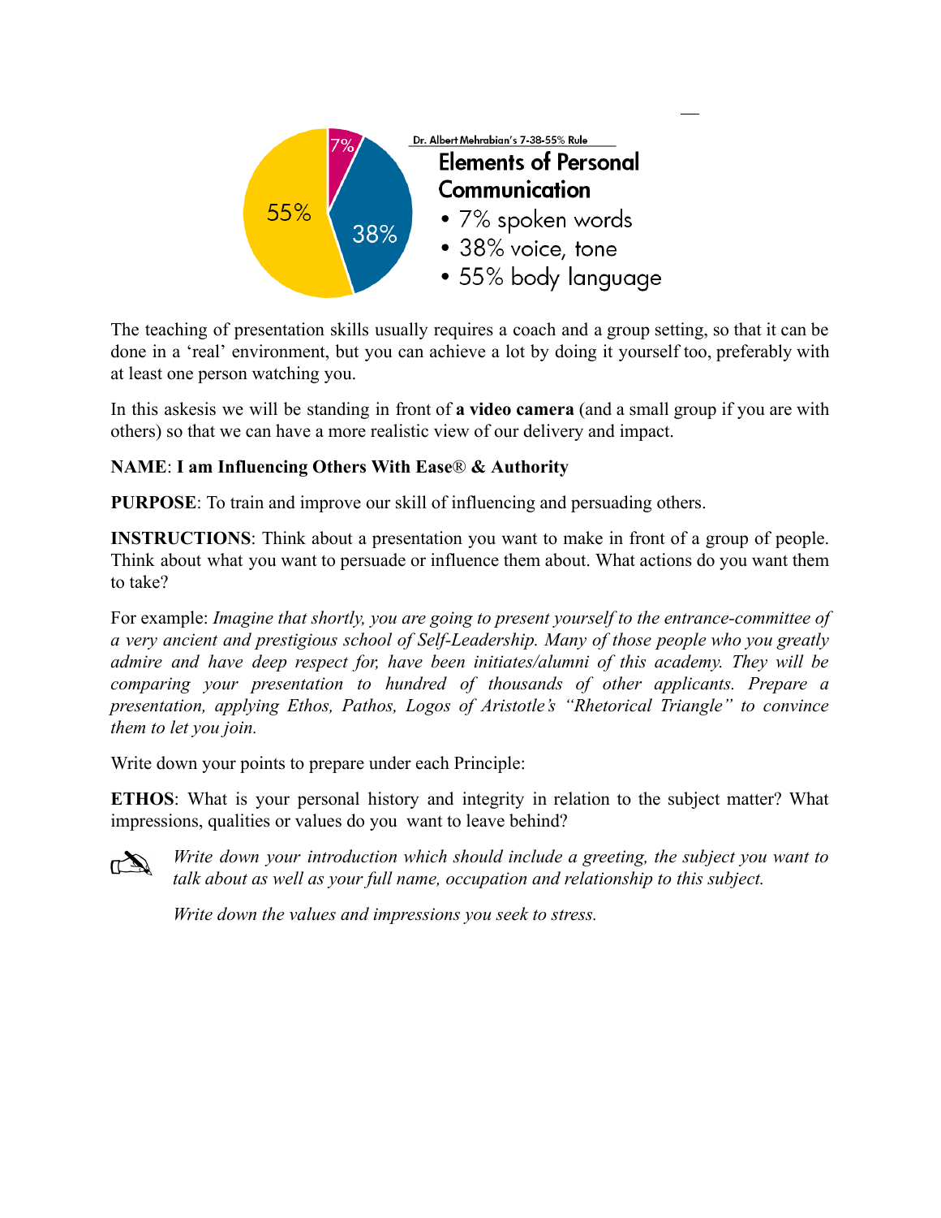Dr. Albert Mehrabian's 7-38-55% Rule

**Elements of Personal Communication**

- 7% spoken words
- 38% voice, tone
- 55% body language

The teaching of presentation skills usually requires a coach and a group setting, so that it can be done in a 'real' environment, but you can achieve a lot by doing it yourself too, preferably with at least one person watching you.

In this askesis we will be standing in front of **a video camera** (and a small group if you are with others) so that we can have a more realistic view of our delivery and impact.

**NAME**: **I am Influencing Others With Ease® & Authority**

**PURPOSE**: To train and improve our skill of influencing and persuading others.

**INSTRUCTIONS**: Think about a presentation you want to make in front of a group of people. Think about what you want to persuade or influence them about. What actions do you want them to take?

For example: *Imagine that shortly, you are going to present yourself to the entrance-committee of a very ancient and prestigious school of Self-Leadership. Many of those people who you greatly admire and have deep respect for, have been initiates/alumni of this academy. They will be comparing your presentation to hundred of thousands of other applicants. Prepare a presentation, applying Ethos, Pathos, Logos of Aristotle's "Rhetorical Triangle" to convince them to let you join.*

Write down your points to prepare under each Principle:

**ETHOS**: What is your personal history and integrity in relation to the subject matter? What impressions, qualities or values do you want to leave behind?

*Write down your introduction which should include a greeting, the subject you want to talk about as well as your full name, occupation and relationship to this subject.*

*Write down the values and impressions you seek to stress.*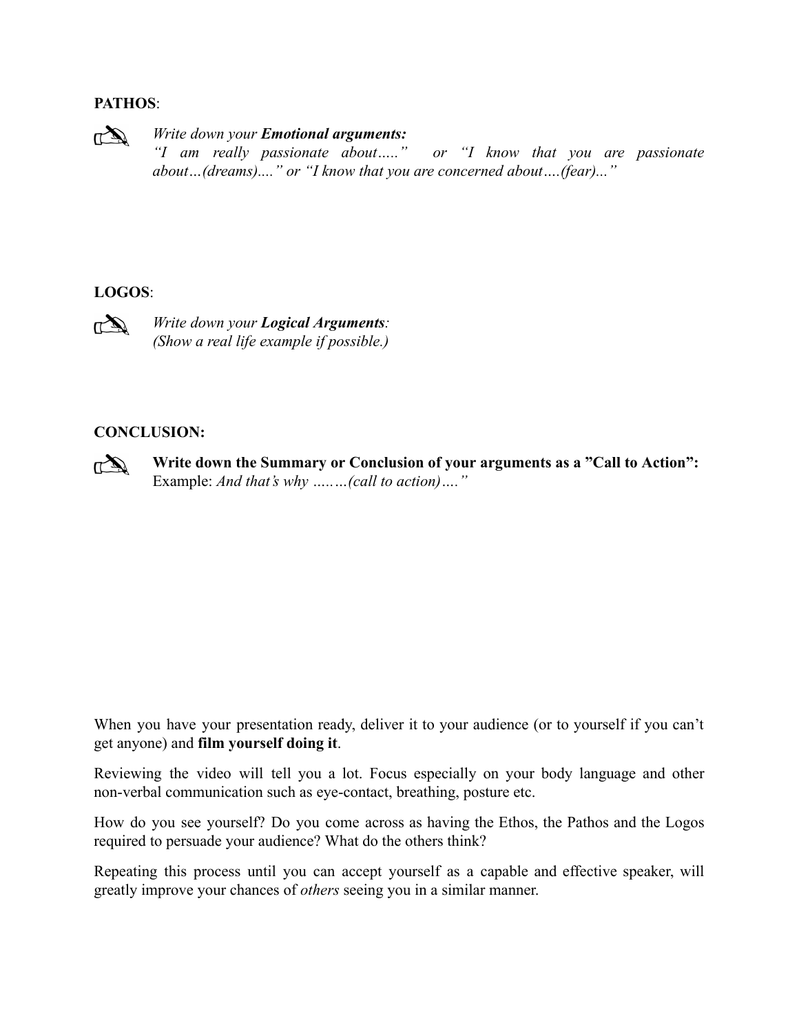**PATHOS**:

*Write down your **Emotional arguments:***
*"I am really passionate about….." or "I know that you are passionate about…(dreams)…." or "I know that you are concerned about….(fear)…"*

**LOGOS**:

*Write down your **Logical Arguments**:*
*(Show a real life example if possible.)*

**CONCLUSION:**

**Write down the Summary or Conclusion of your arguments as a "Call to Action":**
Example: *And that's why …….(call to action)…."*

When you have your presentation ready, deliver it to your audience (or to yourself if you can't get anyone) and **film yourself doing it**.

Reviewing the video will tell you a lot. Focus especially on your body language and other non-verbal communication such as eye-contact, breathing, posture etc.

How do you see yourself? Do you come across as having the Ethos, the Pathos and the Logos required to persuade your audience? What do the others think?

Repeating this process until you can accept yourself as a capable and effective speaker, will greatly improve your chances of *others* seeing you in a similar manner.